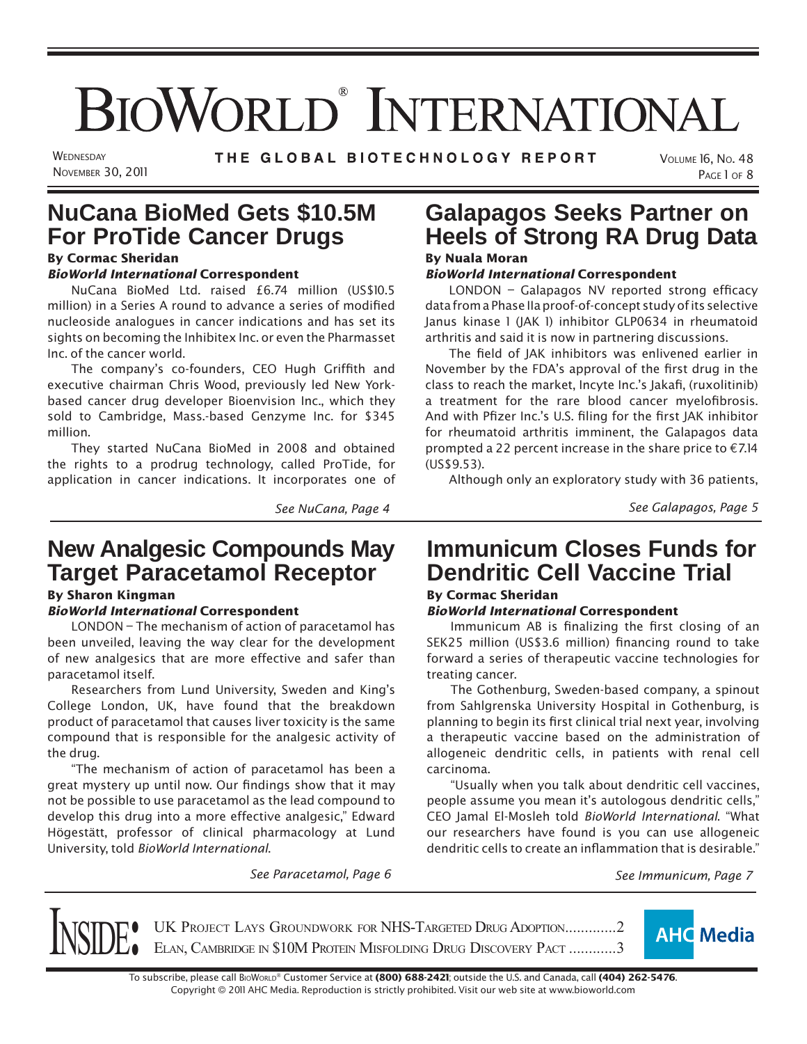# BioWorld® International

Wednesday
November 30, 2011

THE GLOBAL BIOTECHNOLOGY REPORT

## NuCana BioMed Gets $10.5M For ProTide Cancer Drugs

**By Cormac Sheridan**
***BioWorld International* Correspondent**

NuCana BioMed Ltd. raised £6.74 million (US$10.5 million) in a Series A round to advance a series of modified nucleoside analogues in cancer indications and has set its sights on becoming the Inhibitex Inc. or even the Pharmasset Inc. of the cancer world.

The company's co-founders, CEO Hugh Griffith and executive chairman Chris Wood, previously led New York-based cancer drug developer Bioenvision Inc., which they sold to Cambridge, Mass.-based Genzyme Inc. for $345 million.

They started NuCana BioMed in 2008 and obtained the rights to a prodrug technology, called ProTide, for application in cancer indications. It incorporates one of

*See NuCana, Page 4*

## Galapagos Seeks Partner on Heels of Strong RA Drug Data

**By Nuala Moran**
***BioWorld International* Correspondent**

LONDON – Galapagos NV reported strong efficacy data from a Phase IIa proof-of-concept study of its selective Janus kinase 1 (JAK 1) inhibitor GLP0634 in rheumatoid arthritis and said it is now in partnering discussions.

The field of JAK inhibitors was enlivened earlier in November by the FDA's approval of the first drug in the class to reach the market, Incyte Inc.'s Jakafi, (ruxolitinib) a treatment for the rare blood cancer myelofibrosis. And with Pfizer Inc.'s U.S. filing for the first JAK inhibitor for rheumatoid arthritis imminent, the Galapagos data prompted a 22 percent increase in the share price to €7.14 (US$9.53).

Although only an exploratory study with 36 patients,

*See Galapagos, Page 5*

## New Analgesic Compounds May Target Paracetamol Receptor

**By Sharon Kingman**
***BioWorld International* Correspondent**

LONDON – The mechanism of action of paracetamol has been unveiled, leaving the way clear for the development of new analgesics that are more effective and safer than paracetamol itself.

Researchers from Lund University, Sweden and King's College London, UK, have found that the breakdown product of paracetamol that causes liver toxicity is the same compound that is responsible for the analgesic activity of the drug.

"The mechanism of action of paracetamol has been a great mystery up until now. Our findings show that it may not be possible to use paracetamol as the lead compound to develop this drug into a more effective analgesic," Edward Högestätt, professor of clinical pharmacology at Lund University, told *BioWorld International*.

*See Paracetamol, Page 6*

## Immunicum Closes Funds for Dendritic Cell Vaccine Trial

**By Cormac Sheridan**
***BioWorld International* Correspondent**

Immunicum AB is finalizing the first closing of an SEK25 million (US$3.6 million) financing round to take forward a series of therapeutic vaccine technologies for treating cancer.

The Gothenburg, Sweden-based company, a spinout from Sahlgrenska University Hospital in Gothenburg, is planning to begin its first clinical trial next year, involving a therapeutic vaccine based on the administration of allogeneic dendritic cells, in patients with renal cell carcinoma.

"Usually when you talk about dendritic cell vaccines, people assume you mean it's autologous dendritic cells," CEO Jamal El-Mosleh told *BioWorld International*. "What our researchers have found is you can use allogeneic dendritic cells to create an inflammation that is desirable."

*See Immunicum, Page 7*

**INSIDE:**

- UK Project Lays Groundwork for NHS-Targeted Drug Adoption.............2
- Elan, Cambridge in $10M Protein Misfolding Drug Discovery Pact ............3

AHC Media

To subscribe, please call BioWorld® Customer Service at **(800) 688-2421**; outside the U.S. and Canada, call **(404) 262-5476**.
Copyright © 2011 AHC Media. Reproduction is strictly prohibited. Visit our web site at www.bioworld.com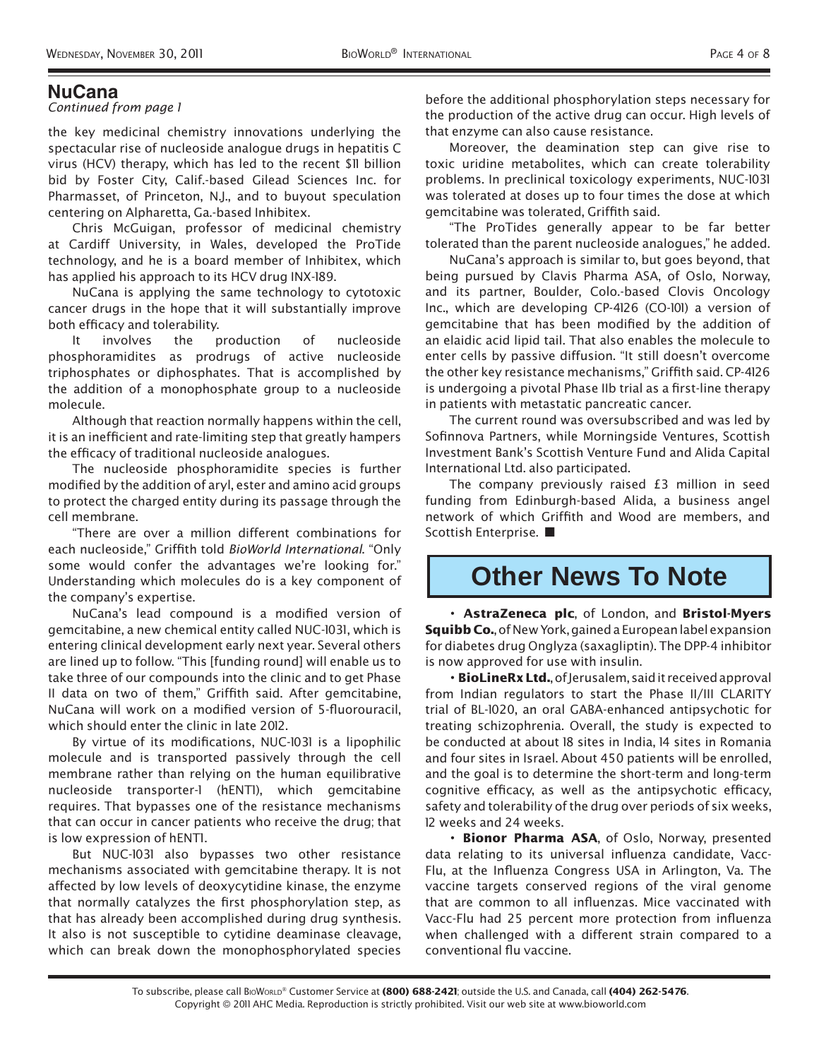## NuCana

*Continued from page 1*

the key medicinal chemistry innovations underlying the spectacular rise of nucleoside analogue drugs in hepatitis C virus (HCV) therapy, which has led to the recent $11 billion bid by Foster City, Calif.-based Gilead Sciences Inc. for Pharmasset, of Princeton, N.J., and to buyout speculation centering on Alpharetta, Ga.-based Inhibitex.

Chris McGuigan, professor of medicinal chemistry at Cardiff University, in Wales, developed the ProTide technology, and he is a board member of Inhibitex, which has applied his approach to its HCV drug INX-189.

NuCana is applying the same technology to cytotoxic cancer drugs in the hope that it will substantially improve both efficacy and tolerability.

It involves the production of nucleoside phosphoramidites as prodrugs of active nucleoside triphosphates or diphosphates. That is accomplished by the addition of a monophosphate group to a nucleoside molecule.

Although that reaction normally happens within the cell, it is an inefficient and rate-limiting step that greatly hampers the efficacy of traditional nucleoside analogues.

The nucleoside phosphoramidite species is further modified by the addition of aryl, ester and amino acid groups to protect the charged entity during its passage through the cell membrane.

"There are over a million different combinations for each nucleoside," Griffith told *BioWorld International*. "Only some would confer the advantages we're looking for." Understanding which molecules do is a key component of the company's expertise.

NuCana's lead compound is a modified version of gemcitabine, a new chemical entity called NUC-1031, which is entering clinical development early next year. Several others are lined up to follow. "This [funding round] will enable us to take three of our compounds into the clinic and to get Phase II data on two of them," Griffith said. After gemcitabine, NuCana will work on a modified version of 5-fluorouracil, which should enter the clinic in late 2012.

By virtue of its modifications, NUC-1031 is a lipophilic molecule and is transported passively through the cell membrane rather than relying on the human equilibrative nucleoside transporter-1 (hENT1), which gemcitabine requires. That bypasses one of the resistance mechanisms that can occur in cancer patients who receive the drug; that is low expression of hENT1.

But NUC-1031 also bypasses two other resistance mechanisms associated with gemcitabine therapy. It is not affected by low levels of deoxycytidine kinase, the enzyme that normally catalyzes the first phosphorylation step, as that has already been accomplished during drug synthesis. It also is not susceptible to cytidine deaminase cleavage, which can break down the monophosphorylated species before the additional phosphorylation steps necessary for the production of the active drug can occur. High levels of that enzyme can also cause resistance.

Moreover, the deamination step can give rise to toxic uridine metabolites, which can create tolerability problems. In preclinical toxicology experiments, NUC-1031 was tolerated at doses up to four times the dose at which gemcitabine was tolerated, Griffith said.

"The ProTides generally appear to be far better tolerated than the parent nucleoside analogues," he added.

NuCana's approach is similar to, but goes beyond, that being pursued by Clavis Pharma ASA, of Oslo, Norway, and its partner, Boulder, Colo.-based Clovis Oncology Inc., which are developing CP-4126 (CO-101) a version of gemcitabine that has been modified by the addition of an elaidic acid lipid tail. That also enables the molecule to enter cells by passive diffusion. "It still doesn't overcome the other key resistance mechanisms," Griffith said. CP-4126 is undergoing a pivotal Phase IIb trial as a first-line therapy in patients with metastatic pancreatic cancer.

The current round was oversubscribed and was led by Sofinnova Partners, while Morningside Ventures, Scottish Investment Bank's Scottish Venture Fund and Alida Capital International Ltd. also participated.

The company previously raised £3 million in seed funding from Edinburgh-based Alida, a business angel network of which Griffith and Wood are members, and Scottish Enterprise. ■

## Other News To Note

- **AstraZeneca plc**, of London, and **Bristol-Myers Squibb Co.**, of New York, gained a European label expansion for diabetes drug Onglyza (saxagliptin). The DPP-4 inhibitor is now approved for use with insulin.

- **BioLineRx Ltd.**, of Jerusalem, said it received approval from Indian regulators to start the Phase II/III CLARITY trial of BL-1020, an oral GABA-enhanced antipsychotic for treating schizophrenia. Overall, the study is expected to be conducted at about 18 sites in India, 14 sites in Romania and four sites in Israel. About 450 patients will be enrolled, and the goal is to determine the short-term and long-term cognitive efficacy, as well as the antipsychotic efficacy, safety and tolerability of the drug over periods of six weeks, 12 weeks and 24 weeks.

- **Bionor Pharma ASA**, of Oslo, Norway, presented data relating to its universal influenza candidate, Vacc-Flu, at the Influenza Congress USA in Arlington, Va. The vaccine targets conserved regions of the viral genome that are common to all influenzas. Mice vaccinated with Vacc-Flu had 25 percent more protection from influenza when challenged with a different strain compared to a conventional flu vaccine.